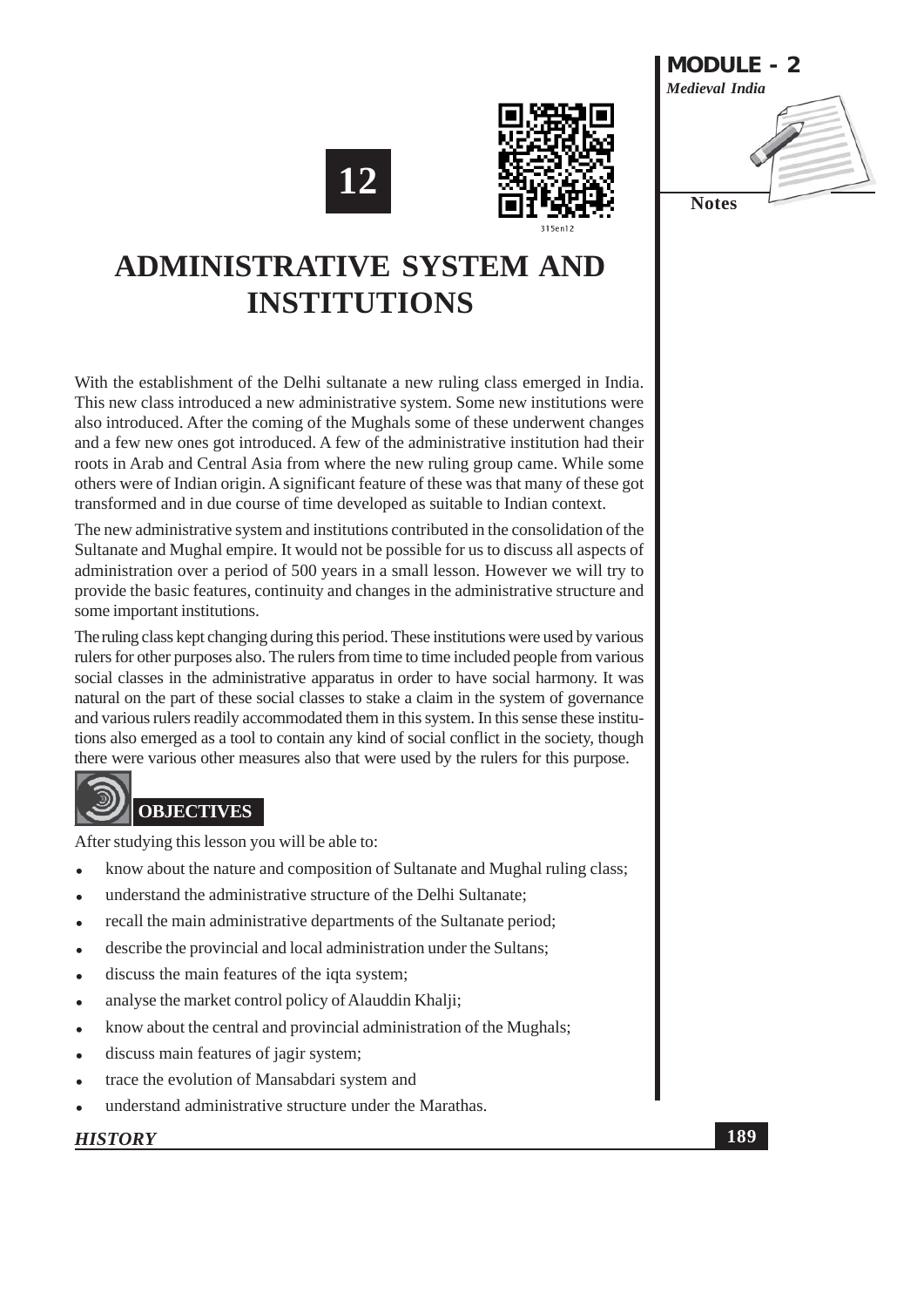# 12

# ADMINISTRATIVE SYSTEM AND INSTITUTIONS

With the establishment of the Delhi sultanate a new ruling class emerged in India. This new class introduced a new administrative system. Some new institutions were also introduced. After the coming of the Mughals some of these underwent changes and a few new ones got introduced. A few of the administrative institution had their roots in Arab and Central Asia from where the new ruling group came. While some others were of Indian origin. A significant feature of these was that many of these got transformed and in due course of time developed as suitable to Indian context.

The new administrative system and institutions contributed in the consolidation of the Sultanate and Mughal empire. It would not be possible for us to discuss all aspects of administration over a period of 500 years in a small lesson. However we will try to provide the basic features, continuity and changes in the administrative structure and some important institutions.

The ruling class kept changing during this period. These institutions were used by various rulers for other purposes also. The rulers from time to time included people from various social classes in the administrative apparatus in order to have social harmony. It was natural on the part of these social classes to stake a claim in the system of governance and various rulers readily accommodated them in this system. In this sense these institutions also emerged as a tool to contain any kind of social conflict in the society, though there were various other measures also that were used by the rulers for this purpose.

## OBJECTIVES

After studying this lesson you will be able to:

- know about the nature and composition of Sultanate and Mughal ruling class;
- understand the administrative structure of the Delhi Sultanate;
- recall the main administrative departments of the Sultanate period;
- describe the provincial and local administration under the Sultans;
- discuss the main features of the iqta system;
- analyse the market control policy of Alauddin Khalji;
- know about the central and provincial administration of the Mughals;
- discuss main features of jagir system;
- trace the evolution of Mansabdari system and
- understand administrative structure under the Marathas.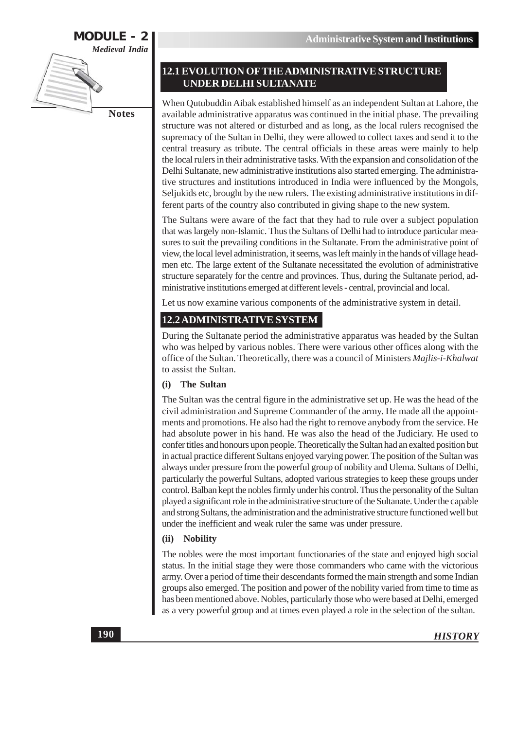## 12.1 EVOLUTION OF THE ADMINISTRATIVE STRUCTURE UNDER DELHI SULTANATE

When Qutubuddin Aibak established himself as an independent Sultan at Lahore, the available administrative apparatus was continued in the initial phase. The prevailing structure was not altered or disturbed and as long, as the local rulers recognised the supremacy of the Sultan in Delhi, they were allowed to collect taxes and send it to the central treasury as tribute. The central officials in these areas were mainly to help the local rulers in their administrative tasks. With the expansion and consolidation of the Delhi Sultanate, new administrative institutions also started emerging. The administrative structures and institutions introduced in India were influenced by the Mongols, Seljukids etc, brought by the new rulers. The existing administrative institutions in different parts of the country also contributed in giving shape to the new system.

The Sultans were aware of the fact that they had to rule over a subject population that was largely non-Islamic. Thus the Sultans of Delhi had to introduce particular measures to suit the prevailing conditions in the Sultanate. From the administrative point of view, the local level administration, it seems, was left mainly in the hands of village headmen etc. The large extent of the Sultanate necessitated the evolution of administrative structure separately for the centre and provinces. Thus, during the Sultanate period, administrative institutions emerged at different levels - central, provincial and local.

Let us now examine various components of the administrative system in detail.

## 12.2 ADMINISTRATIVE SYSTEM

During the Sultanate period the administrative apparatus was headed by the Sultan who was helped by various nobles. There were various other offices along with the office of the Sultan. Theoretically, there was a council of Ministers *Majlis-i-Khalwat* to assist the Sultan.

### (i) The Sultan

The Sultan was the central figure in the administrative set up. He was the head of the civil administration and Supreme Commander of the army. He made all the appointments and promotions. He also had the right to remove anybody from the service. He had absolute power in his hand. He was also the head of the Judiciary. He used to confer titles and honours upon people. Theoretically the Sultan had an exalted position but in actual practice different Sultans enjoyed varying power. The position of the Sultan was always under pressure from the powerful group of nobility and Ulema. Sultans of Delhi, particularly the powerful Sultans, adopted various strategies to keep these groups under control. Balban kept the nobles firmly under his control. Thus the personality of the Sultan played a significant role in the administrative structure of the Sultanate. Under the capable and strong Sultans, the administration and the administrative structure functioned well but under the inefficient and weak ruler the same was under pressure.

### (ii) Nobility

The nobles were the most important functionaries of the state and enjoyed high social status. In the initial stage they were those commanders who came with the victorious army. Over a period of time their descendants formed the main strength and some Indian groups also emerged. The position and power of the nobility varied from time to time as has been mentioned above. Nobles, particularly those who were based at Delhi, emerged as a very powerful group and at times even played a role in the selection of the sultan.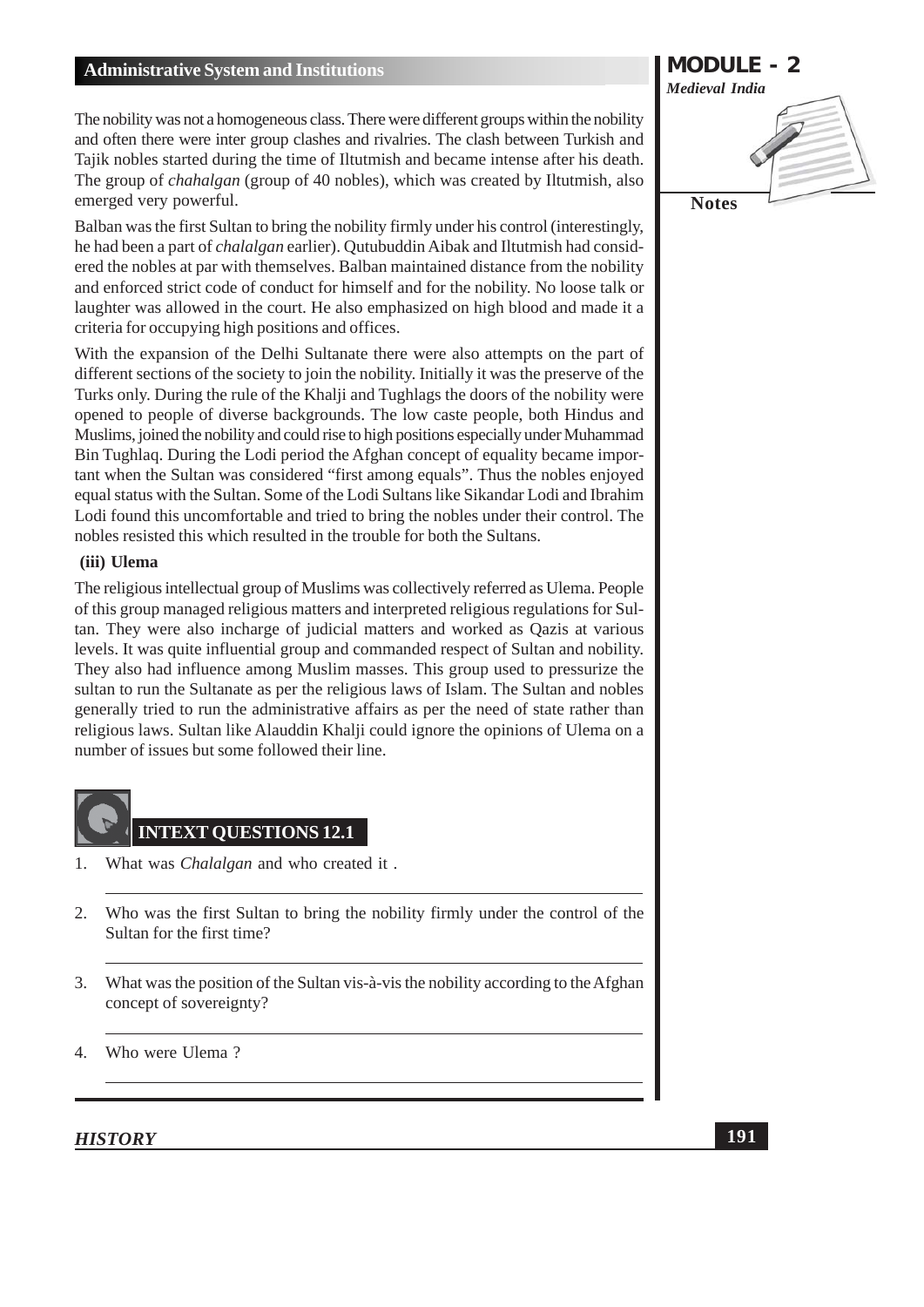The nobility was not a homogeneous class. There were different groups within the nobility and often there were inter group clashes and rivalries. The clash between Turkish and Tajik nobles started during the time of Iltutmish and became intense after his death. The group of *chahalgan* (group of 40 nobles), which was created by Iltutmish, also emerged very powerful.

Balban was the first Sultan to bring the nobility firmly under his control (interestingly, he had been a part of *chalalgan* earlier). Qutubuddin Aibak and Iltutmish had considered the nobles at par with themselves. Balban maintained distance from the nobility and enforced strict code of conduct for himself and for the nobility. No loose talk or laughter was allowed in the court. He also emphasized on high blood and made it a criteria for occupying high positions and offices.

With the expansion of the Delhi Sultanate there were also attempts on the part of different sections of the society to join the nobility. Initially it was the preserve of the Turks only. During the rule of the Khalji and Tughlags the doors of the nobility were opened to people of diverse backgrounds. The low caste people, both Hindus and Muslims, joined the nobility and could rise to high positions especially under Muhammad Bin Tughlaq. During the Lodi period the Afghan concept of equality became important when the Sultan was considered "first among equals". Thus the nobles enjoyed equal status with the Sultan. Some of the Lodi Sultans like Sikandar Lodi and Ibrahim Lodi found this uncomfortable and tried to bring the nobles under their control. The nobles resisted this which resulted in the trouble for both the Sultans.

### (iii) Ulema

The religious intellectual group of Muslims was collectively referred as Ulema. People of this group managed religious matters and interpreted religious regulations for Sultan. They were also incharge of judicial matters and worked as Qazis at various levels. It was quite influential group and commanded respect of Sultan and nobility. They also had influence among Muslim masses. This group used to pressurize the sultan to run the Sultanate as per the religious laws of Islam. The Sultan and nobles generally tried to run the administrative affairs as per the need of state rather than religious laws. Sultan like Alauddin Khalji could ignore the opinions of Ulema on a number of issues but some followed their line.

## INTEXT QUESTIONS 12.1

1. What was *Chalalgan* and who created it .

2. Who was the first Sultan to bring the nobility firmly under the control of the Sultan for the first time?

3. What was the position of the Sultan vis-à-vis the nobility according to the Afghan concept of sovereignty?

4. Who were Ulema ?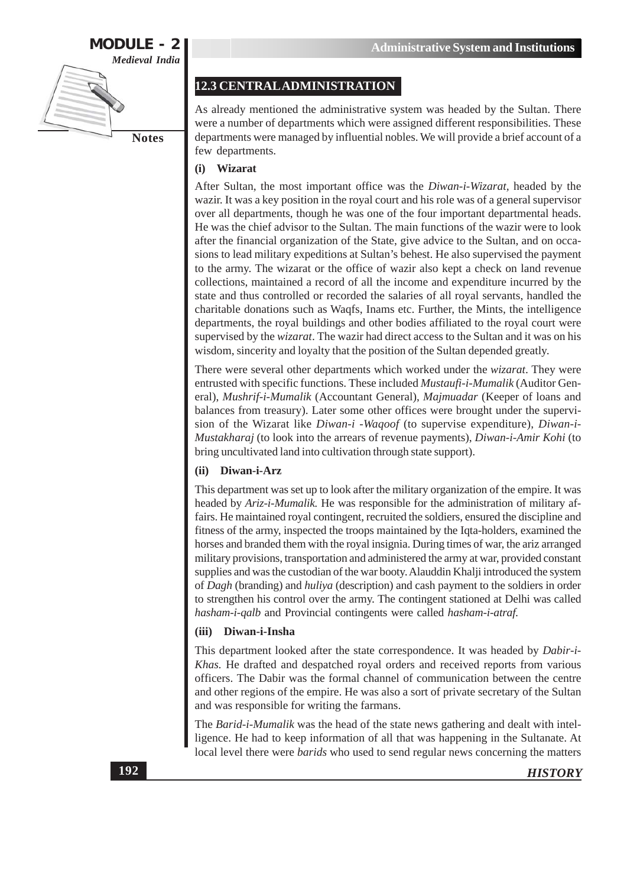## 12.3 CENTRAL ADMINISTRATION

As already mentioned the administrative system was headed by the Sultan. There were a number of departments which were assigned different responsibilities. These departments were managed by influential nobles. We will provide a brief account of a few departments.

### (i) Wizarat

After Sultan, the most important office was the *Diwan-i-Wizarat*, headed by the wazir. It was a key position in the royal court and his role was of a general supervisor over all departments, though he was one of the four important departmental heads. He was the chief advisor to the Sultan. The main functions of the wazir were to look after the financial organization of the State, give advice to the Sultan, and on occasions to lead military expeditions at Sultan's behest. He also supervised the payment to the army. The wizarat or the office of wazir also kept a check on land revenue collections, maintained a record of all the income and expenditure incurred by the state and thus controlled or recorded the salaries of all royal servants, handled the charitable donations such as Waqfs, Inams etc. Further, the Mints, the intelligence departments, the royal buildings and other bodies affiliated to the royal court were supervised by the *wizarat*. The wazir had direct access to the Sultan and it was on his wisdom, sincerity and loyalty that the position of the Sultan depended greatly.

There were several other departments which worked under the *wizarat*. They were entrusted with specific functions. These included *Mustaufi-i-Mumalik* (Auditor General), *Mushrif-i-Mumalik* (Accountant General), *Majmuadar* (Keeper of loans and balances from treasury). Later some other offices were brought under the supervision of the Wizarat like *Diwan-i -Waqoof* (to supervise expenditure), *Diwan-i-Mustakharaj* (to look into the arrears of revenue payments), *Diwan-i-Amir Kohi* (to bring uncultivated land into cultivation through state support).

### (ii) Diwan-i-Arz

This department was set up to look after the military organization of the empire. It was headed by *Ariz-i-Mumalik.* He was responsible for the administration of military affairs. He maintained royal contingent, recruited the soldiers, ensured the discipline and fitness of the army, inspected the troops maintained by the Iqta-holders, examined the horses and branded them with the royal insignia. During times of war, the ariz arranged military provisions, transportation and administered the army at war, provided constant supplies and was the custodian of the war booty. Alauddin Khalji introduced the system of *Dagh* (branding) and *huliya* (description) and cash payment to the soldiers in order to strengthen his control over the army. The contingent stationed at Delhi was called *hasham-i-qalb* and Provincial contingents were called *hasham-i-atraf.*

### (iii) Diwan-i-Insha

This department looked after the state correspondence. It was headed by *Dabir-i-Khas.* He drafted and despatched royal orders and received reports from various officers. The Dabir was the formal channel of communication between the centre and other regions of the empire. He was also a sort of private secretary of the Sultan and was responsible for writing the farmans.

The *Barid-i-Mumalik* was the head of the state news gathering and dealt with intelligence. He had to keep information of all that was happening in the Sultanate. At local level there were *barids* who used to send regular news concerning the matters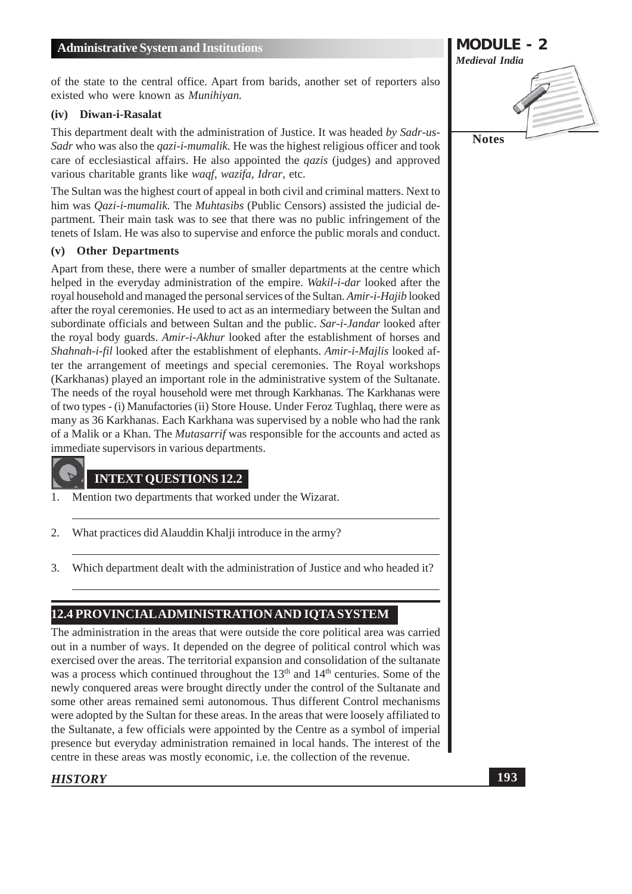of the state to the central office. Apart from barids, another set of reporters also existed who were known as *Munihiyan.*

#### (iv) Diwan-i-Rasalat

This department dealt with the administration of Justice. It was headed *by Sadr-us-Sadr* who was also the *qazi-i-mumalik.* He was the highest religious officer and took care of ecclesiastical affairs. He also appointed the *qazis* (judges) and approved various charitable grants like *waqf, wazifa, Idrar,* etc.

The Sultan was the highest court of appeal in both civil and criminal matters. Next to him was *Qazi-i-mumalik.* The *Muhtasibs* (Public Censors) assisted the judicial department. Their main task was to see that there was no public infringement of the tenets of Islam. He was also to supervise and enforce the public morals and conduct.

#### (v) Other Departments

Apart from these, there were a number of smaller departments at the centre which helped in the everyday administration of the empire. *Wakil-i-dar* looked after the royal household and managed the personal services of the Sultan. *Amir-i-Hajib* looked after the royal ceremonies. He used to act as an intermediary between the Sultan and subordinate officials and between Sultan and the public. *Sar-i-Jandar* looked after the royal body guards. *Amir-i-Akhur* looked after the establishment of horses and *Shahnah-i-fil* looked after the establishment of elephants. *Amir-i-Majlis* looked after the arrangement of meetings and special ceremonies. The Royal workshops (Karkhanas) played an important role in the administrative system of the Sultanate. The needs of the royal household were met through Karkhanas. The Karkhanas were of two types - (i) Manufactories (ii) Store House. Under Feroz Tughlaq, there were as many as 36 Karkhanas. Each Karkhana was supervised by a noble who had the rank of a Malik or a Khan. The *Mutasarrif* was responsible for the accounts and acted as immediate supervisors in various departments.

### INTEXT QUESTIONS 12.2

1. Mention two departments that worked under the Wizarat.
2. What practices did Alauddin Khalji introduce in the army?
3. Which department dealt with the administration of Justice and who headed it?

## 12.4 PROVINCIAL ADMINISTRATION AND IQTA SYSTEM

The administration in the areas that were outside the core political area was carried out in a number of ways. It depended on the degree of political control which was exercised over the areas. The territorial expansion and consolidation of the sultanate was a process which continued throughout the 13th and 14th centuries. Some of the newly conquered areas were brought directly under the control of the Sultanate and some other areas remained semi autonomous. Thus different Control mechanisms were adopted by the Sultan for these areas. In the areas that were loosely affiliated to the Sultanate, a few officials were appointed by the Centre as a symbol of imperial presence but everyday administration remained in local hands. The interest of the centre in these areas was mostly economic, i.e. the collection of the revenue.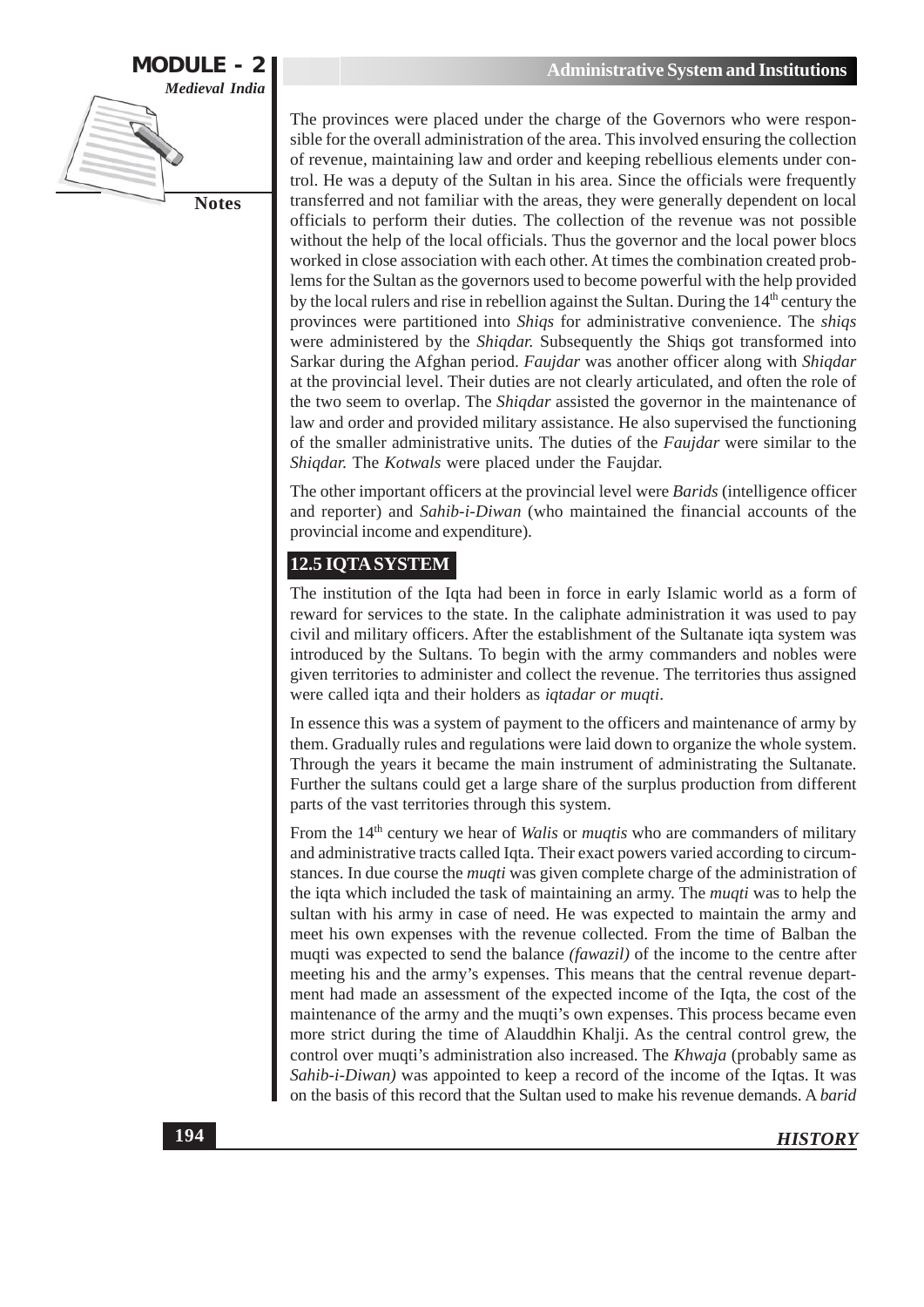The provinces were placed under the charge of the Governors who were responsible for the overall administration of the area. This involved ensuring the collection of revenue, maintaining law and order and keeping rebellious elements under control. He was a deputy of the Sultan in his area. Since the officials were frequently transferred and not familiar with the areas, they were generally dependent on local officials to perform their duties. The collection of the revenue was not possible without the help of the local officials. Thus the governor and the local power blocs worked in close association with each other. At times the combination created problems for the Sultan as the governors used to become powerful with the help provided by the local rulers and rise in rebellion against the Sultan. During the 14th century the provinces were partitioned into *Shiqs* for administrative convenience. The *shiqs* were administered by the *Shiqdar.* Subsequently the Shiqs got transformed into Sarkar during the Afghan period. *Faujdar* was another officer along with *Shiqdar* at the provincial level. Their duties are not clearly articulated, and often the role of the two seem to overlap. The *Shiqdar* assisted the governor in the maintenance of law and order and provided military assistance. He also supervised the functioning of the smaller administrative units. The duties of the *Faujdar* were similar to the *Shiqdar.* The *Kotwals* were placed under the Faujdar.

The other important officers at the provincial level were *Barids* (intelligence officer and reporter) and *Sahib-i-Diwan* (who maintained the financial accounts of the provincial income and expenditure).

## 12.5 IQTA SYSTEM

The institution of the Iqta had been in force in early Islamic world as a form of reward for services to the state. In the caliphate administration it was used to pay civil and military officers. After the establishment of the Sultanate iqta system was introduced by the Sultans. To begin with the army commanders and nobles were given territories to administer and collect the revenue. The territories thus assigned were called iqta and their holders as *iqtadar or muqti*.

In essence this was a system of payment to the officers and maintenance of army by them. Gradually rules and regulations were laid down to organize the whole system. Through the years it became the main instrument of administrating the Sultanate. Further the sultans could get a large share of the surplus production from different parts of the vast territories through this system.

From the 14th century we hear of *Walis* or *muqtis* who are commanders of military and administrative tracts called Iqta. Their exact powers varied according to circumstances. In due course the *muqti* was given complete charge of the administration of the iqta which included the task of maintaining an army. The *muqti* was to help the sultan with his army in case of need. He was expected to maintain the army and meet his own expenses with the revenue collected. From the time of Balban the muqti was expected to send the balance *(fawazil)* of the income to the centre after meeting his and the army's expenses. This means that the central revenue department had made an assessment of the expected income of the Iqta, the cost of the maintenance of the army and the muqti's own expenses. This process became even more strict during the time of Alauddhin Khalji. As the central control grew, the control over muqti's administration also increased. The *Khwaja* (probably same as *Sahib-i-Diwan)* was appointed to keep a record of the income of the Iqtas. It was on the basis of this record that the Sultan used to make his revenue demands. A *barid*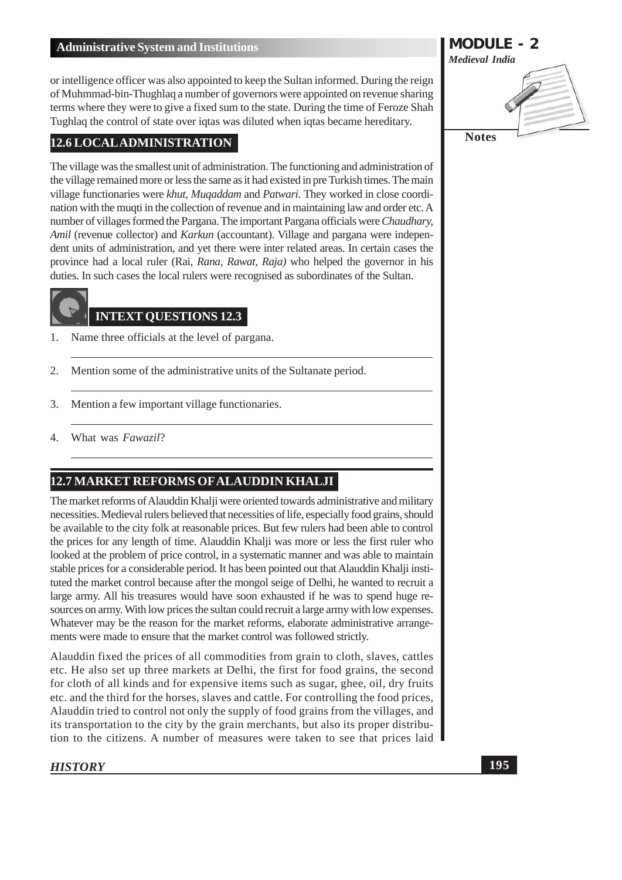or intelligence officer was also appointed to keep the Sultan informed. During the reign of Muhmmad-bin-Thughlaq a number of governors were appointed on revenue sharing terms where they were to give a fixed sum to the state. During the time of Feroze Shah Tughlaq the control of state over iqtas was diluted when iqtas became hereditary.

## 12.6 LOCAL ADMINISTRATION

The village was the smallest unit of administration. The functioning and administration of the village remained more or less the same as it had existed in pre Turkish times. The main village functionaries were *khut, Muqaddam* and *Patwari.* They worked in close coordination with the muqti in the collection of revenue and in maintaining law and order etc. A number of villages formed the Pargana. The important Pargana officials were *Chaudhary, Amil* (revenue collector) and *Karkun* (accountant). Village and pargana were independent units of administration, and yet there were inter related areas. In certain cases the province had a local ruler (Rai, *Rana, Rawat, Raja)* who helped the governor in his duties. In such cases the local rulers were recognised as subordinates of the Sultan.

### INTEXT QUESTIONS 12.3

1. Name three officials at the level of pargana.

2. Mention some of the administrative units of the Sultanate period.

3. Mention a few important village functionaries.

4. What was *Fawazil*?

## 12.7 MARKET REFORMS OF ALAUDDIN KHALJI

The market reforms of Alauddin Khalji were oriented towards administrative and military necessities. Medieval rulers believed that necessities of life, especially food grains, should be available to the city folk at reasonable prices. But few rulers had been able to control the prices for any length of time. Alauddin Khalji was more or less the first ruler who looked at the problem of price control, in a systematic manner and was able to maintain stable prices for a considerable period. It has been pointed out that Alauddin Khalji instituted the market control because after the mongol seige of Delhi, he wanted to recruit a large army. All his treasures would have soon exhausted if he was to spend huge resources on army. With low prices the sultan could recruit a large army with low expenses. Whatever may be the reason for the market reforms, elaborate administrative arrangements were made to ensure that the market control was followed strictly.

Alauddin fixed the prices of all commodities from grain to cloth, slaves, cattles etc. He also set up three markets at Delhi, the first for food grains, the second for cloth of all kinds and for expensive items such as sugar, ghee, oil, dry fruits etc. and the third for the horses, slaves and cattle. For controlling the food prices, Alauddin tried to control not only the supply of food grains from the villages, and its transportation to the city by the grain merchants, but also its proper distribution to the citizens. A number of measures were taken to see that prices laid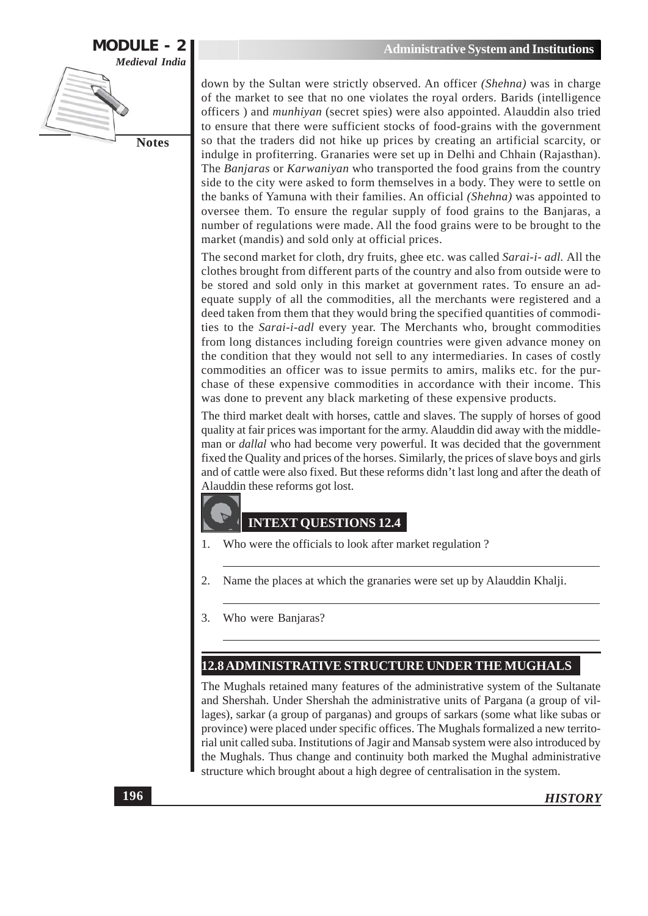down by the Sultan were strictly observed. An officer *(Shehna)* was in charge of the market to see that no one violates the royal orders. Barids (intelligence officers ) and *munhiyan* (secret spies) were also appointed. Alauddin also tried to ensure that there were sufficient stocks of food-grains with the government so that the traders did not hike up prices by creating an artificial scarcity, or indulge in profiterring. Granaries were set up in Delhi and Chhain (Rajasthan). The *Banjaras* or *Karwaniyan* who transported the food grains from the country side to the city were asked to form themselves in a body. They were to settle on the banks of Yamuna with their families. An official *(Shehna)* was appointed to oversee them. To ensure the regular supply of food grains to the Banjaras, a number of regulations were made. All the food grains were to be brought to the market (mandis) and sold only at official prices.

The second market for cloth, dry fruits, ghee etc. was called *Sarai-i- adl.* All the clothes brought from different parts of the country and also from outside were to be stored and sold only in this market at government rates. To ensure an adequate supply of all the commodities, all the merchants were registered and a deed taken from them that they would bring the specified quantities of commodities to the *Sarai-i-adl* every year. The Merchants who, brought commodities from long distances including foreign countries were given advance money on the condition that they would not sell to any intermediaries. In cases of costly commodities an officer was to issue permits to amirs, maliks etc. for the purchase of these expensive commodities in accordance with their income. This was done to prevent any black marketing of these expensive products.

The third market dealt with horses, cattle and slaves. The supply of horses of good quality at fair prices was important for the army. Alauddin did away with the middleman or *dallal* who had become very powerful. It was decided that the government fixed the Quality and prices of the horses. Similarly, the prices of slave boys and girls and of cattle were also fixed. But these reforms didn't last long and after the death of Alauddin these reforms got lost.

### INTEXT QUESTIONS 12.4

1. Who were the officials to look after market regulation ?
2. Name the places at which the granaries were set up by Alauddin Khalji.
3. Who were Banjaras?

## 12.8 ADMINISTRATIVE STRUCTURE UNDER THE MUGHALS

The Mughals retained many features of the administrative system of the Sultanate and Shershah. Under Shershah the administrative units of Pargana (a group of villages), sarkar (a group of parganas) and groups of sarkars (some what like subas or province) were placed under specific offices. The Mughals formalized a new territorial unit called suba. Institutions of Jagir and Mansab system were also introduced by the Mughals. Thus change and continuity both marked the Mughal administrative structure which brought about a high degree of centralisation in the system.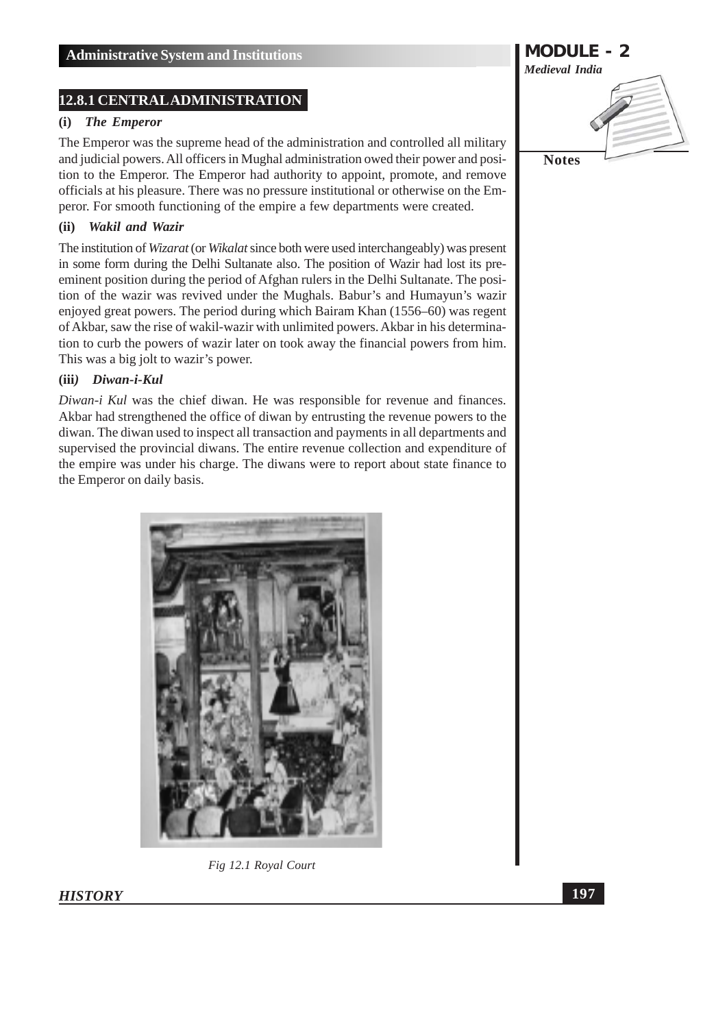## 12.8.1 CENTRAL ADMINISTRATION

### (i) *The Emperor*

The Emperor was the supreme head of the administration and controlled all military and judicial powers. All officers in Mughal administration owed their power and position to the Emperor. The Emperor had authority to appoint, promote, and remove officials at his pleasure. There was no pressure institutional or otherwise on the Emperor. For smooth functioning of the empire a few departments were created.

### (ii) *Wakil and Wazir*

The institution of *Wizarat* (or *Wikalat* since both were used interchangeably) was present in some form during the Delhi Sultanate also. The position of Wazir had lost its preeminent position during the period of Afghan rulers in the Delhi Sultanate. The position of the wazir was revived under the Mughals. Babur's and Humayun's wazir enjoyed great powers. The period during which Bairam Khan (1556–60) was regent of Akbar, saw the rise of wakil-wazir with unlimited powers. Akbar in his determination to curb the powers of wazir later on took away the financial powers from him. This was a big jolt to wazir's power.

### (iii) *Diwan-i-Kul*

*Diwan-i Kul* was the chief diwan. He was responsible for revenue and finances. Akbar had strengthened the office of diwan by entrusting the revenue powers to the diwan. The diwan used to inspect all transaction and payments in all departments and supervised the provincial diwans. The entire revenue collection and expenditure of the empire was under his charge. The diwans were to report about state finance to the Emperor on daily basis.

*Fig 12.1 Royal Court*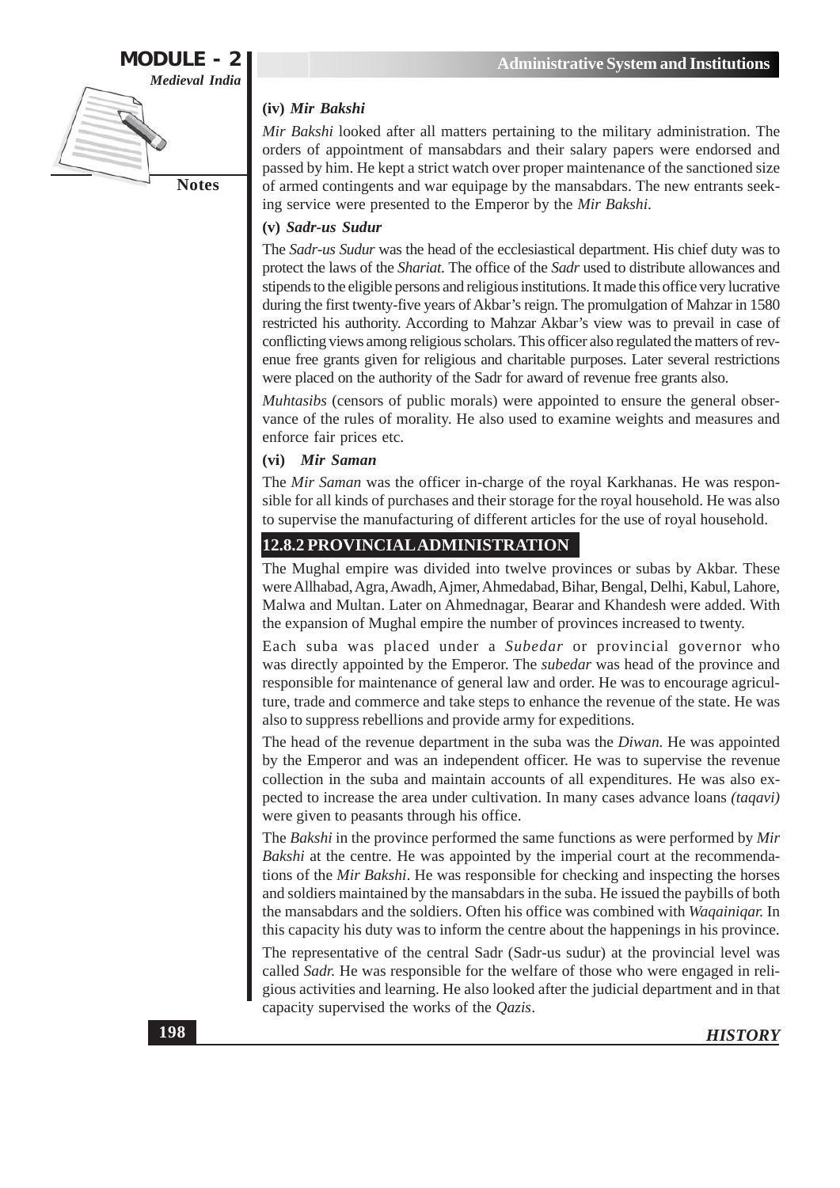#### (iv) *Mir Bakshi*

*Mir Bakshi* looked after all matters pertaining to the military administration. The orders of appointment of mansabdars and their salary papers were endorsed and passed by him. He kept a strict watch over proper maintenance of the sanctioned size of armed contingents and war equipage by the mansabdars. The new entrants seeking service were presented to the Emperor by the *Mir Bakshi*.

#### (v) *Sadr-us Sudur*

The *Sadr-us Sudur* was the head of the ecclesiastical department. His chief duty was to protect the laws of the *Shariat*. The office of the *Sadr* used to distribute allowances and stipends to the eligible persons and religious institutions. It made this office very lucrative during the first twenty-five years of Akbar's reign. The promulgation of Mahzar in 1580 restricted his authority. According to Mahzar Akbar's view was to prevail in case of conflicting views among religious scholars. This officer also regulated the matters of revenue free grants given for religious and charitable purposes. Later several restrictions were placed on the authority of the Sadr for award of revenue free grants also.

*Muhtasibs* (censors of public morals) were appointed to ensure the general observance of the rules of morality. He also used to examine weights and measures and enforce fair prices etc.

#### (vi) *Mir Saman*

The *Mir Saman* was the officer in-charge of the royal Karkhanas. He was responsible for all kinds of purchases and their storage for the royal household. He was also to supervise the manufacturing of different articles for the use of royal household.

## 12.8.2 PROVINCIAL ADMINISTRATION

The Mughal empire was divided into twelve provinces or subas by Akbar. These were Allhabad, Agra, Awadh, Ajmer, Ahmedabad, Bihar, Bengal, Delhi, Kabul, Lahore, Malwa and Multan. Later on Ahmednagar, Bearar and Khandesh were added. With the expansion of Mughal empire the number of provinces increased to twenty.

Each suba was placed under a *Subedar* or provincial governor who was directly appointed by the Emperor. The *subedar* was head of the province and responsible for maintenance of general law and order. He was to encourage agriculture, trade and commerce and take steps to enhance the revenue of the state. He was also to suppress rebellions and provide army for expeditions.

The head of the revenue department in the suba was the *Diwan*. He was appointed by the Emperor and was an independent officer. He was to supervise the revenue collection in the suba and maintain accounts of all expenditures. He was also expected to increase the area under cultivation. In many cases advance loans *(taqavi)* were given to peasants through his office.

The *Bakshi* in the province performed the same functions as were performed by *Mir Bakshi* at the centre. He was appointed by the imperial court at the recommendations of the *Mir Bakshi*. He was responsible for checking and inspecting the horses and soldiers maintained by the mansabdars in the suba. He issued the paybills of both the mansabdars and the soldiers. Often his office was combined with *Waqainiqar.* In this capacity his duty was to inform the centre about the happenings in his province.

The representative of the central Sadr (Sadr-us sudur) at the provincial level was called *Sadr.* He was responsible for the welfare of those who were engaged in religious activities and learning. He also looked after the judicial department and in that capacity supervised the works of the *Qazis*.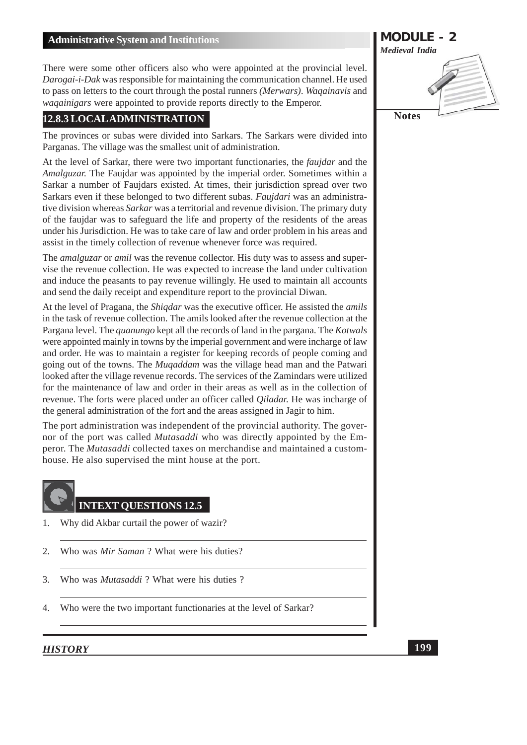There were some other officers also who were appointed at the provincial level. *Darogai-i-Dak* was responsible for maintaining the communication channel. He used to pass on letters to the court through the postal runners *(Merwars)*. *Waqainavis* and *waqainigars* were appointed to provide reports directly to the Emperor.

### 12.8.3 LOCAL ADMINISTRATION

The provinces or subas were divided into Sarkars. The Sarkars were divided into Parganas. The village was the smallest unit of administration.

At the level of Sarkar, there were two important functionaries, the *faujdar* and the *Amalguzar.* The Faujdar was appointed by the imperial order. Sometimes within a Sarkar a number of Faujdars existed. At times, their jurisdiction spread over two Sarkars even if these belonged to two different subas. *Faujdari* was an administrative division whereas *Sarkar* was a territorial and revenue division. The primary duty of the faujdar was to safeguard the life and property of the residents of the areas under his Jurisdiction. He was to take care of law and order problem in his areas and assist in the timely collection of revenue whenever force was required.

The *amalguzar* or *amil* was the revenue collector. His duty was to assess and supervise the revenue collection. He was expected to increase the land under cultivation and induce the peasants to pay revenue willingly. He used to maintain all accounts and send the daily receipt and expenditure report to the provincial Diwan.

At the level of Pragana, the *Shiqdar* was the executive officer. He assisted the *amils* in the task of revenue collection. The amils looked after the revenue collection at the Pargana level. The *quanungo* kept all the records of land in the pargana. The *Kotwals* were appointed mainly in towns by the imperial government and were incharge of law and order. He was to maintain a register for keeping records of people coming and going out of the towns. The *Muqaddam* was the village head man and the Patwari looked after the village revenue records. The services of the Zamindars were utilized for the maintenance of law and order in their areas as well as in the collection of revenue. The forts were placed under an officer called *Qiladar.* He was incharge of the general administration of the fort and the areas assigned in Jagir to him.

The port administration was independent of the provincial authority. The governor of the port was called *Mutasaddi* who was directly appointed by the Emperor. The *Mutasaddi* collected taxes on merchandise and maintained a customhouse. He also supervised the mint house at the port.

### INTEXT QUESTIONS 12.5

1. Why did Akbar curtail the power of wazir?
2. Who was *Mir Saman* ? What were his duties?
3. Who was *Mutasaddi* ? What were his duties ?
4. Who were the two important functionaries at the level of Sarkar?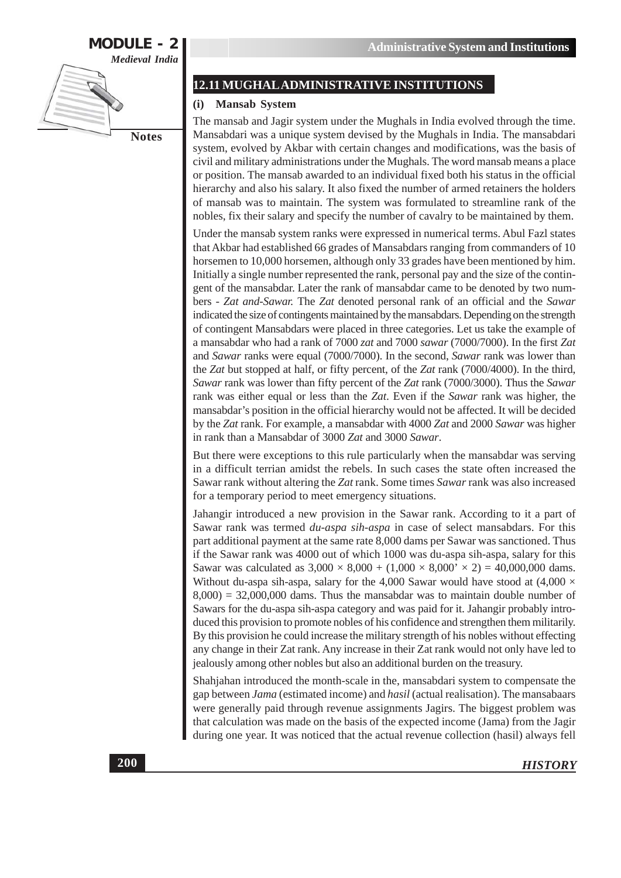## 12.11 MUGHAL ADMINISTRATIVE INSTITUTIONS

### (i) Mansab System

The mansab and Jagir system under the Mughals in India evolved through the time. Mansabdari was a unique system devised by the Mughals in India. The mansabdari system, evolved by Akbar with certain changes and modifications, was the basis of civil and military administrations under the Mughals. The word mansab means a place or position. The mansab awarded to an individual fixed both his status in the official hierarchy and also his salary. It also fixed the number of armed retainers the holders of mansab was to maintain. The system was formulated to streamline rank of the nobles, fix their salary and specify the number of cavalry to be maintained by them.

Under the mansab system ranks were expressed in numerical terms. Abul Fazl states that Akbar had established 66 grades of Mansabdars ranging from commanders of 10 horsemen to 10,000 horsemen, although only 33 grades have been mentioned by him. Initially a single number represented the rank, personal pay and the size of the contingent of the mansabdar. Later the rank of mansabdar came to be denoted by two numbers - *Zat and-Sawar.* The *Zat* denoted personal rank of an official and the *Sawar* indicated the size of contingents maintained by the mansabdars. Depending on the strength of contingent Mansabdars were placed in three categories. Let us take the example of a mansabdar who had a rank of 7000 *zat* and 7000 *sawar* (7000/7000). In the first *Zat* and *Sawar* ranks were equal (7000/7000). In the second, *Sawar* rank was lower than the *Zat* but stopped at half, or fifty percent, of the *Zat* rank (7000/4000). In the third, *Sawar* rank was lower than fifty percent of the *Zat* rank (7000/3000). Thus the *Sawar* rank was either equal or less than the *Zat*. Even if the *Sawar* rank was higher, the mansabdar's position in the official hierarchy would not be affected. It will be decided by the *Zat* rank. For example, a mansabdar with 4000 *Zat* and 2000 *Sawar* was higher in rank than a Mansabdar of 3000 *Zat* and 3000 *Sawar*.

But there were exceptions to this rule particularly when the mansabdar was serving in a difficult terrian amidst the rebels. In such cases the state often increased the Sawar rank without altering the *Zat* rank. Some times *Sawar* rank was also increased for a temporary period to meet emergency situations.

Jahangir introduced a new provision in the Sawar rank. According to it a part of Sawar rank was termed *du-aspa sih-aspa* in case of select mansabdars. For this part additional payment at the same rate 8,000 dams per Sawar was sanctioned. Thus if the Sawar rank was 4000 out of which 1000 was du-aspa sih-aspa, salary for this Sawar was calculated as $3{,}000 \times 8{,}000 + (1{,}000 \times 8{,}000' \times 2) = 40{,}000{,}000$ dams. Without du-aspa sih-aspa, salary for the 4,000 Sawar would have stood at $(4{,}000 \times 8{,}000) = 32{,}000{,}000$ dams. Thus the mansabdar was to maintain double number of Sawars for the du-aspa sih-aspa category and was paid for it. Jahangir probably introduced this provision to promote nobles of his confidence and strengthen them militarily. By this provision he could increase the military strength of his nobles without effecting any change in their Zat rank. Any increase in their Zat rank would not only have led to jealously among other nobles but also an additional burden on the treasury.

Shahjahan introduced the month-scale in the, mansabdari system to compensate the gap between *Jama* (estimated income) and *hasil* (actual realisation). The mansabaars were generally paid through revenue assignments Jagirs. The biggest problem was that calculation was made on the basis of the expected income (Jama) from the Jagir during one year. It was noticed that the actual revenue collection (hasil) always fell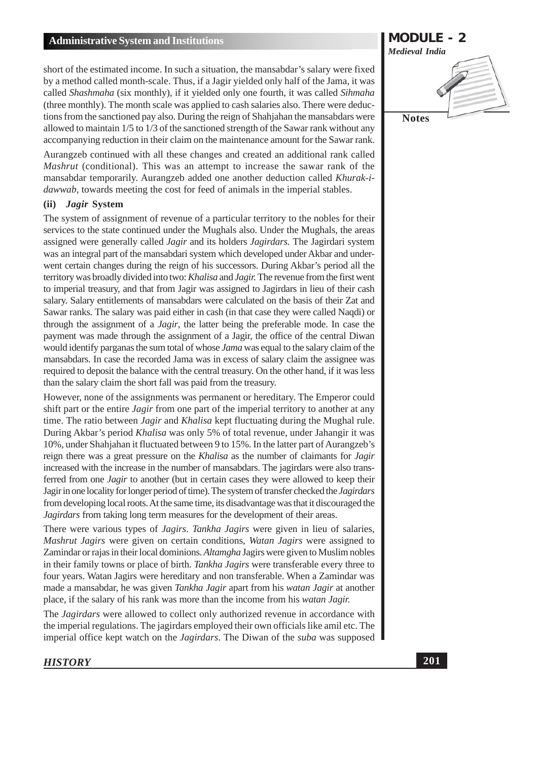short of the estimated income. In such a situation, the mansabdar's salary were fixed by a method called month-scale. Thus, if a Jagir yielded only half of the Jama, it was called *Shashmaha* (six monthly), if it yielded only one fourth, it was called *Sihmaha* (three monthly). The month scale was applied to cash salaries also. There were deductions from the sanctioned pay also. During the reign of Shahjahan the mansabdars were allowed to maintain 1/5 to 1/3 of the sanctioned strength of the Sawar rank without any accompanying reduction in their claim on the maintenance amount for the Sawar rank.

Aurangzeb continued with all these changes and created an additional rank called *Mashrut* (conditional). This was an attempt to increase the sawar rank of the mansabdar temporarily. Aurangzeb added one another deduction called *Khurak-i-dawwab*, towards meeting the cost for feed of animals in the imperial stables.

**(ii) *Jagir* System**

The system of assignment of revenue of a particular territory to the nobles for their services to the state continued under the Mughals also. Under the Mughals, the areas assigned were generally called *Jagir* and its holders *Jagirdars*. The Jagirdari system was an integral part of the mansabdari system which developed under Akbar and underwent certain changes during the reign of his successors. During Akbar's period all the territory was broadly divided into two: *Khalisa* and *Jagir*. The revenue from the first went to imperial treasury, and that from Jagir was assigned to Jagirdars in lieu of their cash salary. Salary entitlements of mansabdars were calculated on the basis of their Zat and Sawar ranks. The salary was paid either in cash (in that case they were called Naqdi) or through the assignment of a *Jagir*, the latter being the preferable mode. In case the payment was made through the assignment of a Jagir, the office of the central Diwan would identify parganas the sum total of whose *Jama* was equal to the salary claim of the mansabdars. In case the recorded Jama was in excess of salary claim the assignee was required to deposit the balance with the central treasury. On the other hand, if it was less than the salary claim the short fall was paid from the treasury.

However, none of the assignments was permanent or hereditary. The Emperor could shift part or the entire *Jagir* from one part of the imperial territory to another at any time. The ratio between *Jagir* and *Khalisa* kept fluctuating during the Mughal rule. During Akbar's period *Khalisa* was only 5% of total revenue, under Jahangir it was 10%, under Shahjahan it fluctuated between 9 to 15%. In the latter part of Aurangzeb's reign there was a great pressure on the *Khalisa* as the number of claimants for *Jagir* increased with the increase in the number of mansabdars. The jagirdars were also transferred from one *Jagir* to another (but in certain cases they were allowed to keep their Jagir in one locality for longer period of time). The system of transfer checked the *Jagirdars* from developing local roots. At the same time, its disadvantage was that it discouraged the *Jagirdars* from taking long term measures for the development of their areas.

There were various types of *Jagirs*. *Tankha Jagirs* were given in lieu of salaries, *Mashrut Jagirs* were given on certain conditions, *Watan Jagirs* were assigned to Zamindar or rajas in their local dominions. *Altamgha* Jagirs were given to Muslim nobles in their family towns or place of birth. *Tankha Jagirs* were transferable every three to four years. Watan Jagirs were hereditary and non transferable. When a Zamindar was made a mansabdar, he was given *Tankha Jagir* apart from his *watan Jagir* at another place, if the salary of his rank was more than the income from his *watan Jagir*.

The *Jagirdars* were allowed to collect only authorized revenue in accordance with the imperial regulations. The jagirdars employed their own officials like amil etc. The imperial office kept watch on the *Jagirdars*. The Diwan of the *suba* was supposed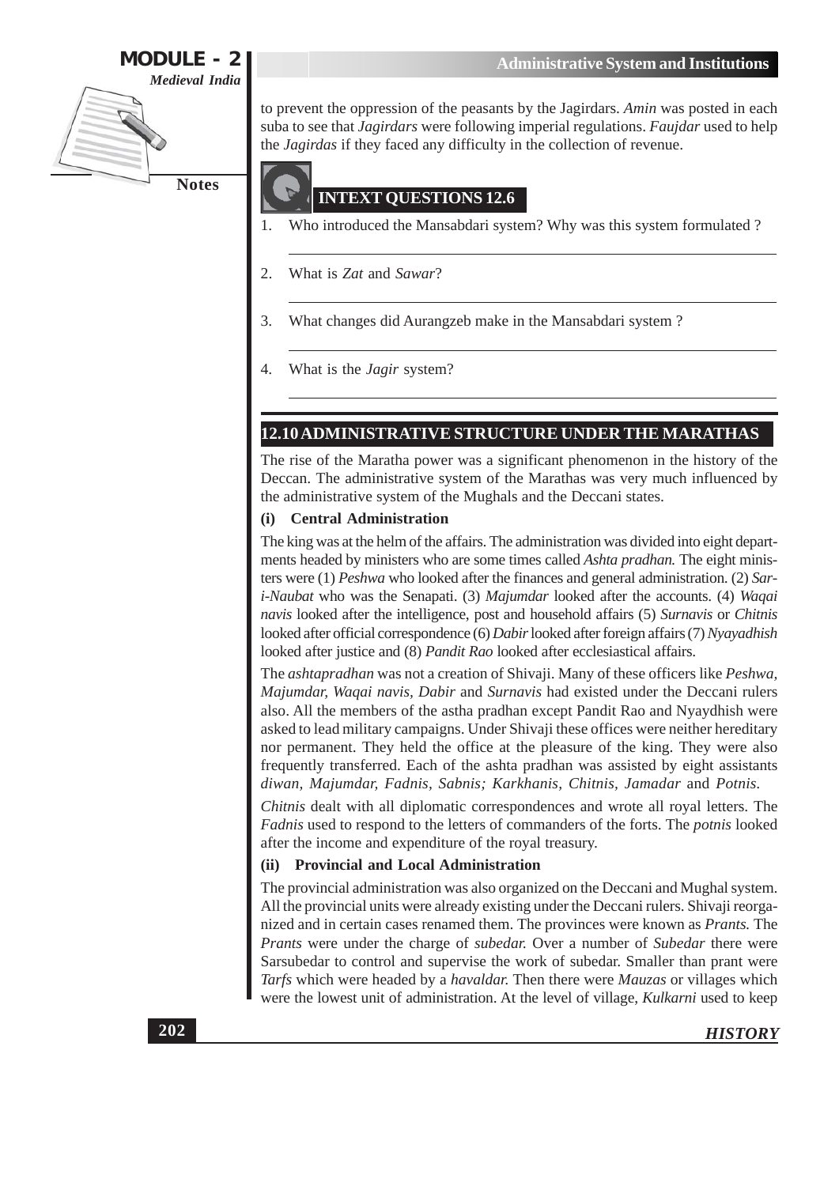to prevent the oppression of the peasants by the Jagirdars. *Amin* was posted in each suba to see that *Jagirdars* were following imperial regulations. *Faujdar* used to help the *Jagirdas* if they faced any difficulty in the collection of revenue.

**INTEXT QUESTIONS 12.6**

1. Who introduced the Mansabdari system? Why was this system formulated ?
2. What is *Zat* and *Sawar*?
3. What changes did Aurangzeb make in the Mansabdari system ?
4. What is the *Jagir* system?

## 12.10 ADMINISTRATIVE STRUCTURE UNDER THE MARATHAS

The rise of the Maratha power was a significant phenomenon in the history of the Deccan. The administrative system of the Marathas was very much influenced by the administrative system of the Mughals and the Deccani states.

### (i) Central Administration

The king was at the helm of the affairs. The administration was divided into eight departments headed by ministers who are some times called *Ashta pradhan.* The eight ministers were (1) *Peshwa* who looked after the finances and general administration. (2) *Sar-i-Naubat* who was the Senapati. (3) *Majumdar* looked after the accounts. (4) *Waqai navis* looked after the intelligence, post and household affairs (5) *Surnavis* or *Chitnis* looked after official correspondence (6) *Dabir* looked after foreign affairs (7) *Nyayadhish* looked after justice and (8) *Pandit Rao* looked after ecclesiastical affairs.

The *ashtapradhan* was not a creation of Shivaji. Many of these officers like *Peshwa, Majumdar, Waqai navis, Dabir* and *Surnavis* had existed under the Deccani rulers also. All the members of the astha pradhan except Pandit Rao and Nyaydhish were asked to lead military campaigns. Under Shivaji these offices were neither hereditary nor permanent. They held the office at the pleasure of the king. They were also frequently transferred. Each of the ashta pradhan was assisted by eight assistants *diwan, Majumdar, Fadnis, Sabnis; Karkhanis, Chitnis, Jamadar* and *Potnis.*

*Chitnis* dealt with all diplomatic correspondences and wrote all royal letters. The *Fadnis* used to respond to the letters of commanders of the forts. The *potnis* looked after the income and expenditure of the royal treasury.

### (ii) Provincial and Local Administration

The provincial administration was also organized on the Deccani and Mughal system. All the provincial units were already existing under the Deccani rulers. Shivaji reorganized and in certain cases renamed them. The provinces were known as *Prants.* The *Prants* were under the charge of *subedar.* Over a number of *Subedar* there were Sarsubedar to control and supervise the work of subedar. Smaller than prant were *Tarfs* which were headed by a *havaldar.* Then there were *Mauzas* or villages which were the lowest unit of administration. At the level of village, *Kulkarni* used to keep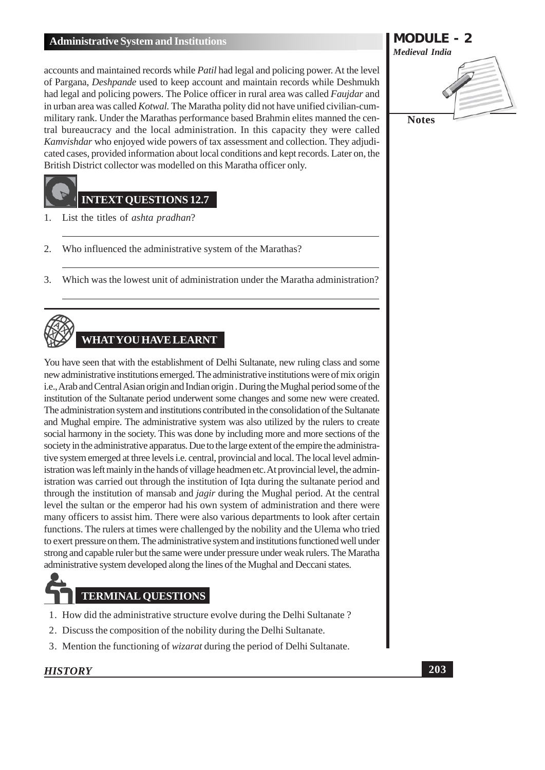accounts and maintained records while *Patil* had legal and policing power. At the level of Pargana, *Deshpande* used to keep account and maintain records while Deshmukh had legal and policing powers. The Police officer in rural area was called *Faujdar* and in urban area was called *Kotwal.* The Maratha polity did not have unified civilian-cum-military rank. Under the Marathas performance based Brahmin elites manned the central bureaucracy and the local administration. In this capacity they were called *Kamvishdar* who enjoyed wide powers of tax assessment and collection. They adjudicated cases, provided information about local conditions and kept records. Later on, the British District collector was modelled on this Maratha officer only.

## INTEXT QUESTIONS 12.7

1. List the titles of *ashta pradhan*?

2. Who influenced the administrative system of the Marathas?

3. Which was the lowest unit of administration under the Maratha administration?

## WHAT YOU HAVE LEARNT

You have seen that with the establishment of Delhi Sultanate, new ruling class and some new administrative institutions emerged. The administrative institutions were of mix origin i.e., Arab and Central Asian origin and Indian origin . During the Mughal period some of the institution of the Sultanate period underwent some changes and some new were created. The administration system and institutions contributed in the consolidation of the Sultanate and Mughal empire. The administrative system was also utilized by the rulers to create social harmony in the society. This was done by including more and more sections of the society in the administrative apparatus. Due to the large extent of the empire the administrative system emerged at three levels i.e. central, provincial and local. The local level administration was left mainly in the hands of village headmen etc. At provincial level, the administration was carried out through the institution of Iqta during the sultanate period and through the institution of mansab and *jagir* during the Mughal period. At the central level the sultan or the emperor had his own system of administration and there were many officers to assist him. There were also various departments to look after certain functions. The rulers at times were challenged by the nobility and the Ulema who tried to exert pressure on them. The administrative system and institutions functioned well under strong and capable ruler but the same were under pressure under weak rulers. The Maratha administrative system developed along the lines of the Mughal and Deccani states.

## TERMINAL QUESTIONS

1. How did the administrative structure evolve during the Delhi Sultanate ?
2. Discuss the composition of the nobility during the Delhi Sultanate.
3. Mention the functioning of *wizarat* during the period of Delhi Sultanate.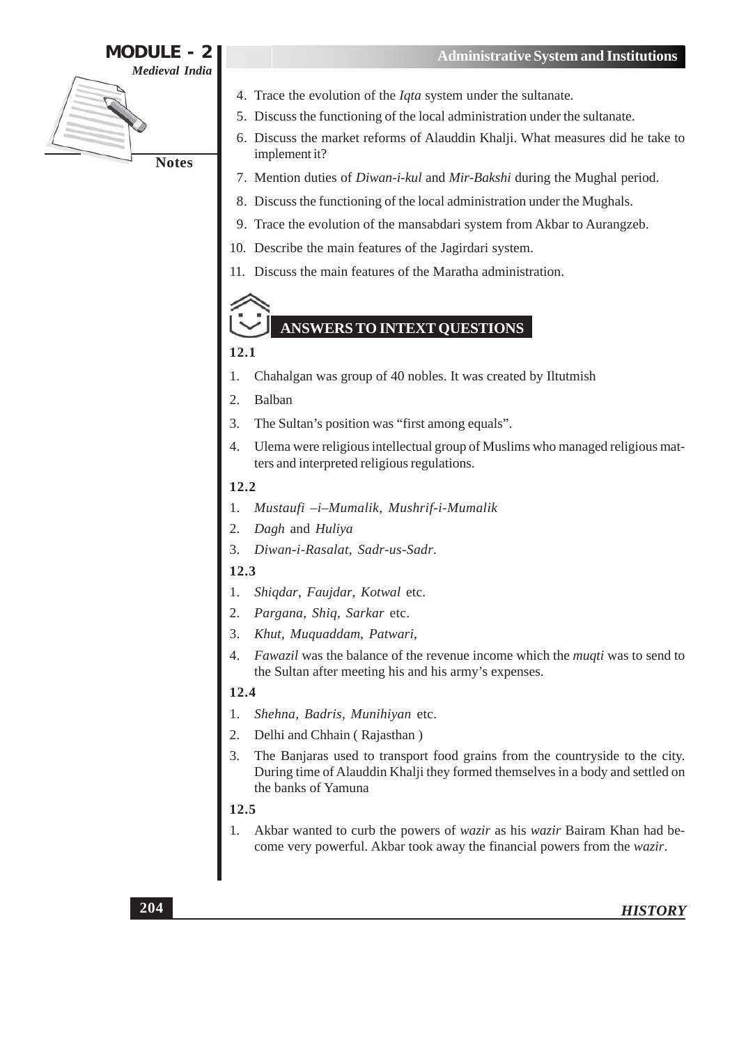4. Trace the evolution of the *Iqta* system under the sultanate.
5. Discuss the functioning of the local administration under the sultanate.
6. Discuss the market reforms of Alauddin Khalji. What measures did he take to implement it?
7. Mention duties of *Diwan-i-kul* and *Mir-Bakshi* during the Mughal period.
8. Discuss the functioning of the local administration under the Mughals.
9. Trace the evolution of the mansabdari system from Akbar to Aurangzeb.
10. Describe the main features of the Jagirdari system.
11. Discuss the main features of the Maratha administration.

## ANSWERS TO INTEXT QUESTIONS

**12.1**

1. Chahalgan was group of 40 nobles. It was created by Iltutmish
2. Balban
3. The Sultan's position was "first among equals".
4. Ulema were religious intellectual group of Muslims who managed religious matters and interpreted religious regulations.

**12.2**

1. *Mustaufi –i–Mumalik*, *Mushrif-i-Mumalik*
2. *Dagh* and *Huliya*
3. *Diwan-i-Rasalat*, *Sadr-us-Sadr*.

**12.3**

1. *Shiqdar*, *Faujdar*, *Kotwal* etc.
2. *Pargana*, *Shiq*, *Sarkar* etc.
3. *Khut*, *Muquaddam*, *Patwari*,
4. *Fawazil* was the balance of the revenue income which the *muqti* was to send to the Sultan after meeting his and his army's expenses.

**12.4**

1. *Shehna*, *Badris*, *Munihiyan* etc.
2. Delhi and Chhain ( Rajasthan )
3. The Banjaras used to transport food grains from the countryside to the city. During time of Alauddin Khalji they formed themselves in a body and settled on the banks of Yamuna

**12.5**

1. Akbar wanted to curb the powers of *wazir* as his *wazir* Bairam Khan had become very powerful. Akbar took away the financial powers from the *wazir*.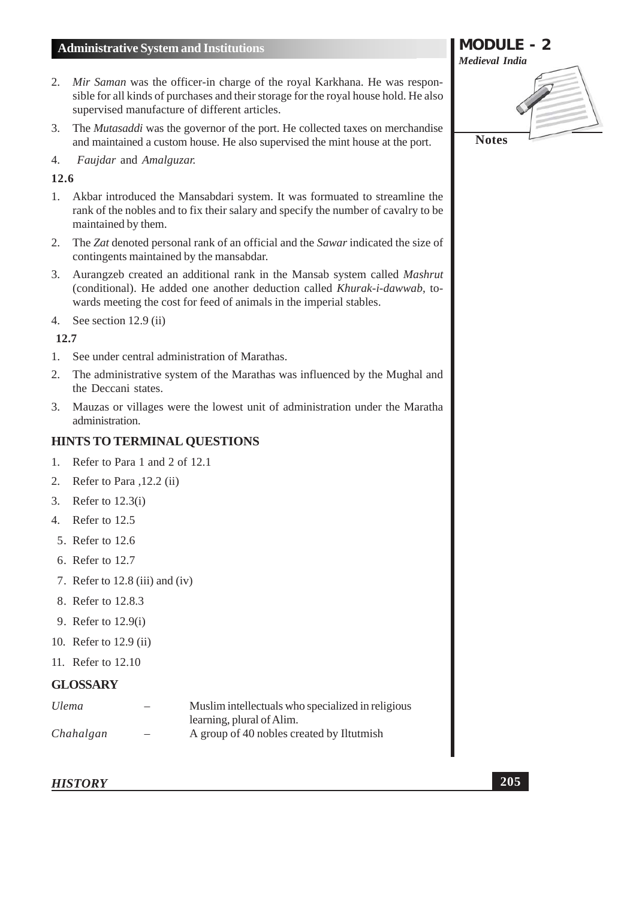2. *Mir Saman* was the officer-in charge of the royal Karkhana. He was responsible for all kinds of purchases and their storage for the royal house hold. He also supervised manufacture of different articles.
3. The *Mutasaddi* was the governor of the port. He collected taxes on merchandise and maintained a custom house. He also supervised the mint house at the port.
4. *Faujdar* and *Amalguzar.*

**12.6**

1. Akbar introduced the Mansabdari system. It was formuated to streamline the rank of the nobles and to fix their salary and specify the number of cavalry to be maintained by them.
2. The *Zat* denoted personal rank of an official and the *Sawar* indicated the size of contingents maintained by the mansabdar.
3. Aurangzeb created an additional rank in the Mansab system called *Mashrut* (conditional). He added one another deduction called *Khurak-i-dawwab*, towards meeting the cost for feed of animals in the imperial stables.
4. See section 12.9 (ii)

**12.7**

1. See under central administration of Marathas.
2. The administrative system of the Marathas was influenced by the Mughal and the Deccani states.
3. Mauzas or villages were the lowest unit of administration under the Maratha administration.

## HINTS TO TERMINAL QUESTIONS

1. Refer to Para 1 and 2 of 12.1
2. Refer to Para ,12.2 (ii)
3. Refer to 12.3(i)
4. Refer to 12.5
5. Refer to 12.6
6. Refer to 12.7
7. Refer to 12.8 (iii) and (iv)
8. Refer to 12.8.3
9. Refer to 12.9(i)
10. Refer to 12.9 (ii)
11. Refer to 12.10

## GLOSSARY

| | | |
|---|---|---|
| *Ulema* | – | Muslim intellectuals who specialized in religious learning, plural of Alim. |
| *Chahalgan* | – | A group of 40 nobles created by Iltutmish |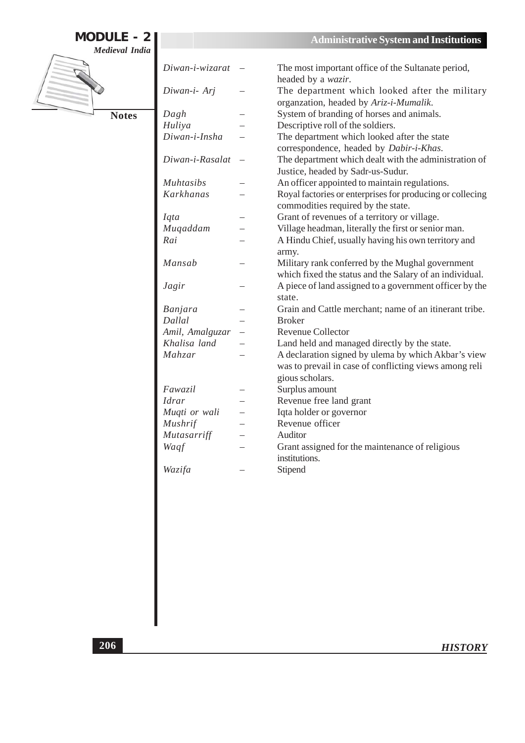| | | |
|---|---|---|
| *Diwan-i-wizarat* | – | The most important office of the Sultanate period, headed by a *wazir*. |
| *Diwan-i- Arj* | – | The department which looked after the military organzation, headed by *Ariz-i-Mumalik*. |
| *Dagh* | – | System of branding of horses and animals. |
| *Huliya* | – | Descriptive roll of the soldiers. |
| *Diwan-i-Insha* | – | The department which looked after the state correspondence, headed by *Dabir-i-Khas*. |
| *Diwan-i-Rasalat* | – | The department which dealt with the administration of Justice, headed by Sadr-us-Sudur. |
| *Muhtasibs* | – | An officer appointed to maintain regulations. |
| *Karkhanas* | – | Royal factories or enterprises for producing or collecing commodities required by the state. |
| *Iqta* | – | Grant of revenues of a territory or village. |
| *Muqaddam* | – | Village headman, literally the first or senior man. |
| *Rai* | – | A Hindu Chief, usually having his own territory and army. |
| *Mansab* | – | Military rank conferred by the Mughal government which fixed the status and the Salary of an individual. |
| *Jagir* | – | A piece of land assigned to a government officer by the state. |
| *Banjara* | – | Grain and Cattle merchant; name of an itinerant tribe. |
| *Dallal* | – | Broker |
| *Amil, Amalguzar* | – | Revenue Collector |
| *Khalisa land* | – | Land held and managed directly by the state. |
| *Mahzar* | – | A declaration signed by ulema by which Akbar's view was to prevail in case of conflicting views among religious scholars. |
| *Fawazil* | – | Surplus amount |
| *Idrar* | – | Revenue free land grant |
| *Muqti or wali* | – | Iqta holder or governor |
| *Mushrif* | – | Revenue officer |
| *Mutasarriff* | – | Auditor |
| *Waqf* | – | Grant assigned for the maintenance of religious institutions. |
| *Wazifa* | – | Stipend |